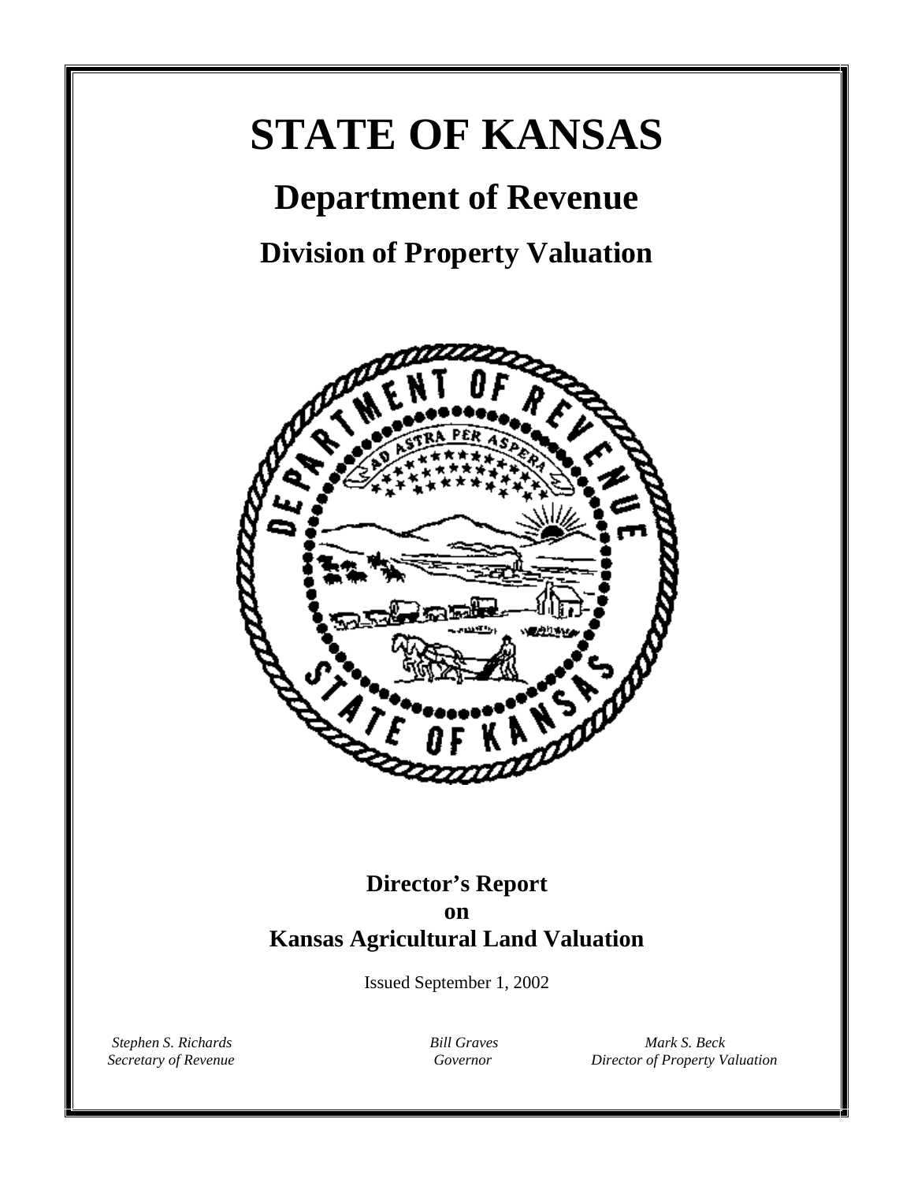# STATE OF KANSAS

## Department of Revenue

### Division of Property Valuation

**Director's Report**
**on**
**Kansas Agricultural Land Valuation**

Issued September 1, 2002

*Stephen S. Richards*
*Secretary of Revenue*

*Bill Graves*
*Governor*

*Mark S. Beck*
*Director of Property Valuation*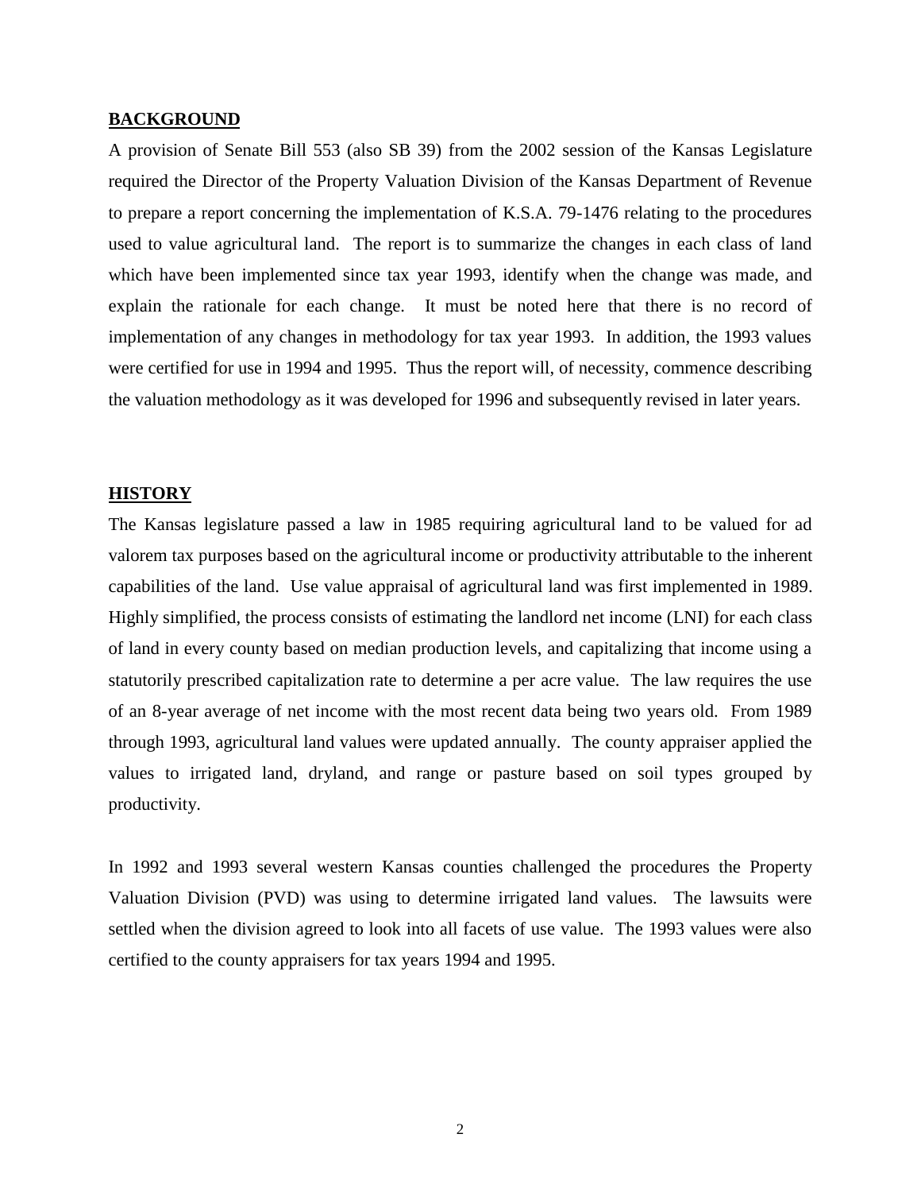## BACKGROUND

A provision of Senate Bill 553 (also SB 39) from the 2002 session of the Kansas Legislature required the Director of the Property Valuation Division of the Kansas Department of Revenue to prepare a report concerning the implementation of K.S.A. 79-1476 relating to the procedures used to value agricultural land. The report is to summarize the changes in each class of land which have been implemented since tax year 1993, identify when the change was made, and explain the rationale for each change. It must be noted here that there is no record of implementation of any changes in methodology for tax year 1993. In addition, the 1993 values were certified for use in 1994 and 1995. Thus the report will, of necessity, commence describing the valuation methodology as it was developed for 1996 and subsequently revised in later years.

## HISTORY

The Kansas legislature passed a law in 1985 requiring agricultural land to be valued for ad valorem tax purposes based on the agricultural income or productivity attributable to the inherent capabilities of the land. Use value appraisal of agricultural land was first implemented in 1989. Highly simplified, the process consists of estimating the landlord net income (LNI) for each class of land in every county based on median production levels, and capitalizing that income using a statutorily prescribed capitalization rate to determine a per acre value. The law requires the use of an 8-year average of net income with the most recent data being two years old. From 1989 through 1993, agricultural land values were updated annually. The county appraiser applied the values to irrigated land, dryland, and range or pasture based on soil types grouped by productivity.

In 1992 and 1993 several western Kansas counties challenged the procedures the Property Valuation Division (PVD) was using to determine irrigated land values. The lawsuits were settled when the division agreed to look into all facets of use value. The 1993 values were also certified to the county appraisers for tax years 1994 and 1995.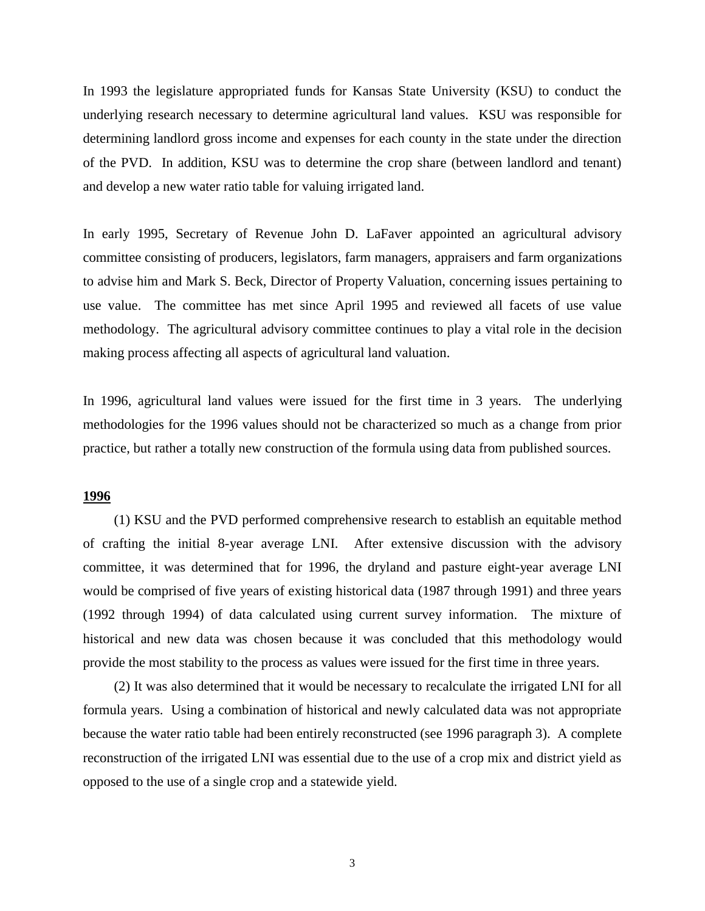In 1993 the legislature appropriated funds for Kansas State University (KSU) to conduct the underlying research necessary to determine agricultural land values. KSU was responsible for determining landlord gross income and expenses for each county in the state under the direction of the PVD. In addition, KSU was to determine the crop share (between landlord and tenant) and develop a new water ratio table for valuing irrigated land.

In early 1995, Secretary of Revenue John D. LaFaver appointed an agricultural advisory committee consisting of producers, legislators, farm managers, appraisers and farm organizations to advise him and Mark S. Beck, Director of Property Valuation, concerning issues pertaining to use value. The committee has met since April 1995 and reviewed all facets of use value methodology. The agricultural advisory committee continues to play a vital role in the decision making process affecting all aspects of agricultural land valuation.

In 1996, agricultural land values were issued for the first time in 3 years. The underlying methodologies for the 1996 values should not be characterized so much as a change from prior practice, but rather a totally new construction of the formula using data from published sources.

**1996**

(1) KSU and the PVD performed comprehensive research to establish an equitable method of crafting the initial 8-year average LNI. After extensive discussion with the advisory committee, it was determined that for 1996, the dryland and pasture eight-year average LNI would be comprised of five years of existing historical data (1987 through 1991) and three years (1992 through 1994) of data calculated using current survey information. The mixture of historical and new data was chosen because it was concluded that this methodology would provide the most stability to the process as values were issued for the first time in three years.

(2) It was also determined that it would be necessary to recalculate the irrigated LNI for all formula years. Using a combination of historical and newly calculated data was not appropriate because the water ratio table had been entirely reconstructed (see 1996 paragraph 3). A complete reconstruction of the irrigated LNI was essential due to the use of a crop mix and district yield as opposed to the use of a single crop and a statewide yield.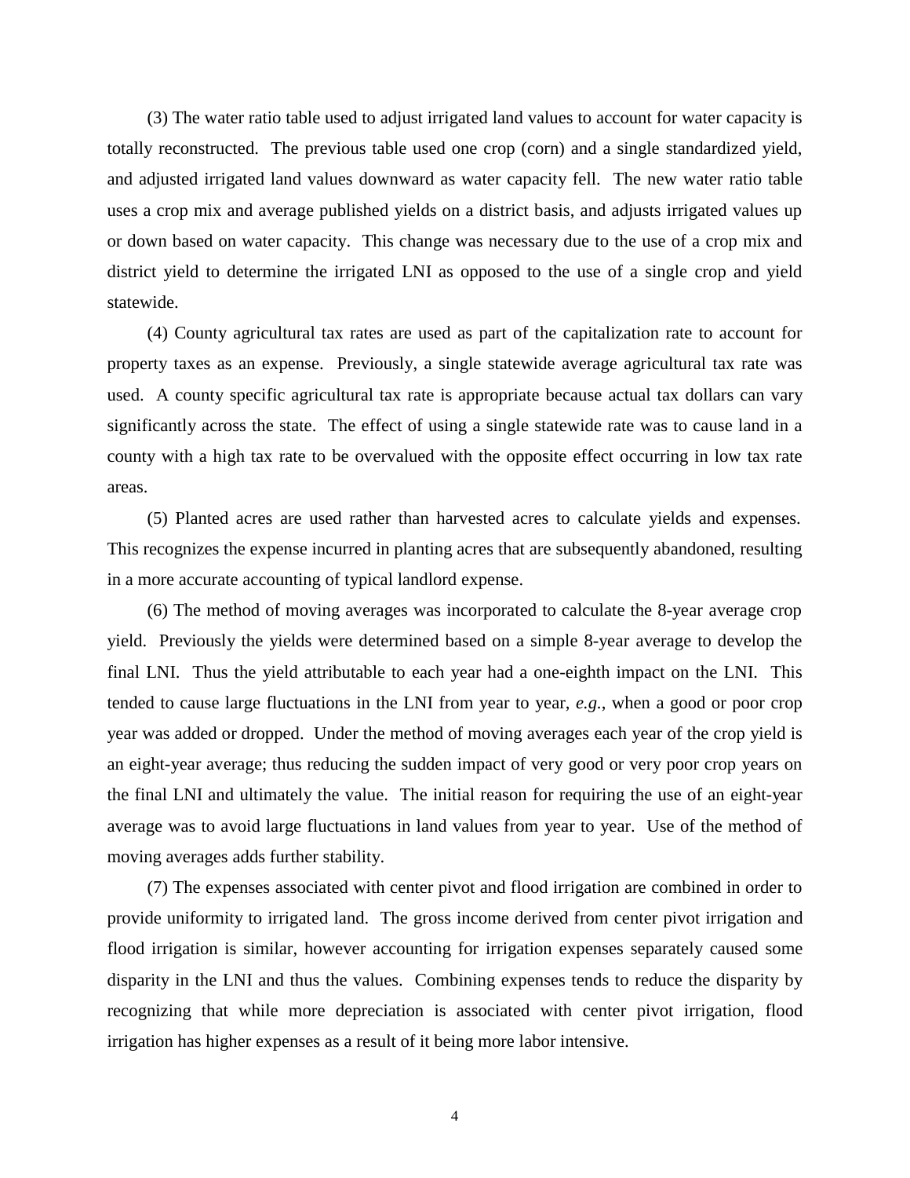(3) The water ratio table used to adjust irrigated land values to account for water capacity is totally reconstructed. The previous table used one crop (corn) and a single standardized yield, and adjusted irrigated land values downward as water capacity fell. The new water ratio table uses a crop mix and average published yields on a district basis, and adjusts irrigated values up or down based on water capacity. This change was necessary due to the use of a crop mix and district yield to determine the irrigated LNI as opposed to the use of a single crop and yield statewide.

(4) County agricultural tax rates are used as part of the capitalization rate to account for property taxes as an expense. Previously, a single statewide average agricultural tax rate was used. A county specific agricultural tax rate is appropriate because actual tax dollars can vary significantly across the state. The effect of using a single statewide rate was to cause land in a county with a high tax rate to be overvalued with the opposite effect occurring in low tax rate areas.

(5) Planted acres are used rather than harvested acres to calculate yields and expenses. This recognizes the expense incurred in planting acres that are subsequently abandoned, resulting in a more accurate accounting of typical landlord expense.

(6) The method of moving averages was incorporated to calculate the 8-year average crop yield. Previously the yields were determined based on a simple 8-year average to develop the final LNI. Thus the yield attributable to each year had a one-eighth impact on the LNI. This tended to cause large fluctuations in the LNI from year to year, *e.g.*, when a good or poor crop year was added or dropped. Under the method of moving averages each year of the crop yield is an eight-year average; thus reducing the sudden impact of very good or very poor crop years on the final LNI and ultimately the value. The initial reason for requiring the use of an eight-year average was to avoid large fluctuations in land values from year to year. Use of the method of moving averages adds further stability.

(7) The expenses associated with center pivot and flood irrigation are combined in order to provide uniformity to irrigated land. The gross income derived from center pivot irrigation and flood irrigation is similar, however accounting for irrigation expenses separately caused some disparity in the LNI and thus the values. Combining expenses tends to reduce the disparity by recognizing that while more depreciation is associated with center pivot irrigation, flood irrigation has higher expenses as a result of it being more labor intensive.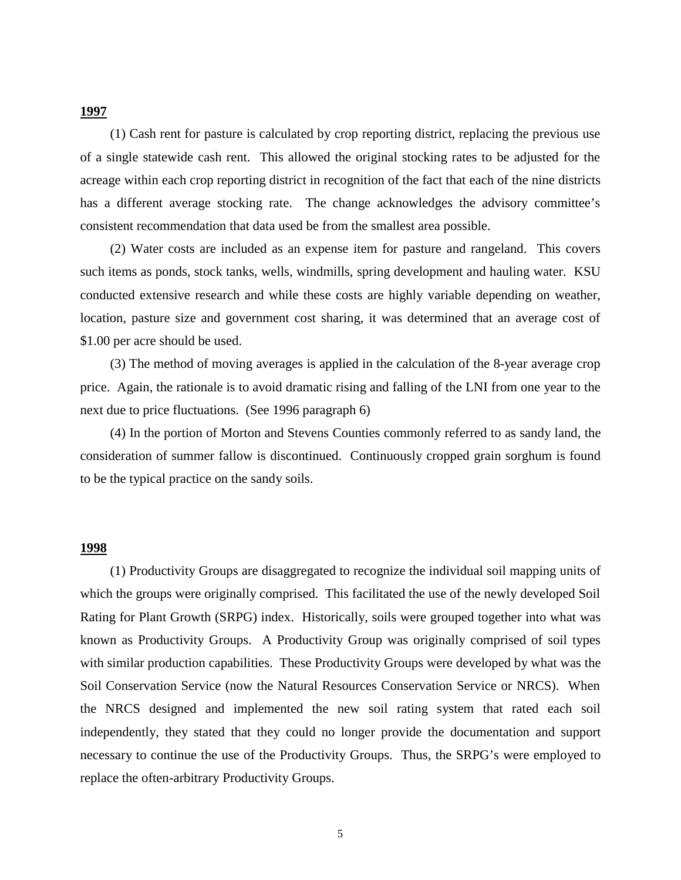**1997**

(1) Cash rent for pasture is calculated by crop reporting district, replacing the previous use of a single statewide cash rent. This allowed the original stocking rates to be adjusted for the acreage within each crop reporting district in recognition of the fact that each of the nine districts has a different average stocking rate. The change acknowledges the advisory committee's consistent recommendation that data used be from the smallest area possible.

(2) Water costs are included as an expense item for pasture and rangeland. This covers such items as ponds, stock tanks, wells, windmills, spring development and hauling water. KSU conducted extensive research and while these costs are highly variable depending on weather, location, pasture size and government cost sharing, it was determined that an average cost of $1.00 per acre should be used.

(3) The method of moving averages is applied in the calculation of the 8-year average crop price. Again, the rationale is to avoid dramatic rising and falling of the LNI from one year to the next due to price fluctuations. (See 1996 paragraph 6)

(4) In the portion of Morton and Stevens Counties commonly referred to as sandy land, the consideration of summer fallow is discontinued. Continuously cropped grain sorghum is found to be the typical practice on the sandy soils.

**1998**

(1) Productivity Groups are disaggregated to recognize the individual soil mapping units of which the groups were originally comprised. This facilitated the use of the newly developed Soil Rating for Plant Growth (SRPG) index. Historically, soils were grouped together into what was known as Productivity Groups. A Productivity Group was originally comprised of soil types with similar production capabilities. These Productivity Groups were developed by what was the Soil Conservation Service (now the Natural Resources Conservation Service or NRCS). When the NRCS designed and implemented the new soil rating system that rated each soil independently, they stated that they could no longer provide the documentation and support necessary to continue the use of the Productivity Groups. Thus, the SRPG's were employed to replace the often-arbitrary Productivity Groups.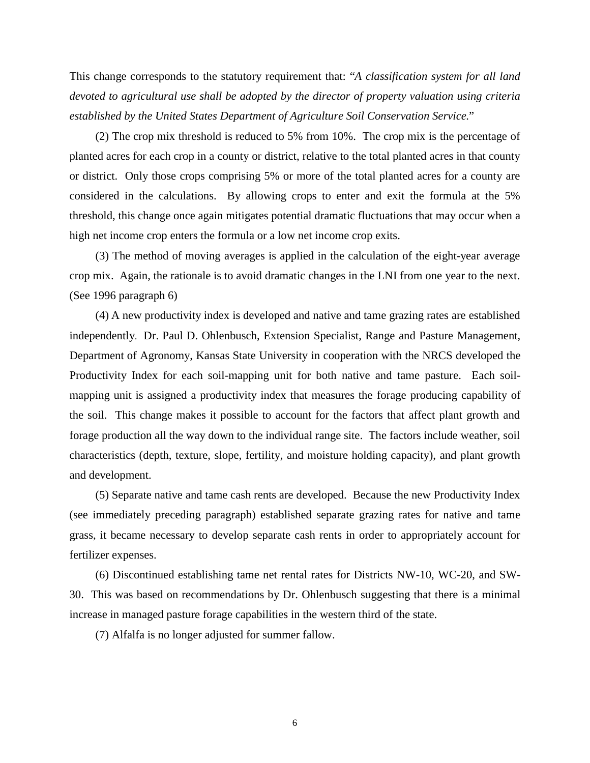This change corresponds to the statutory requirement that: "*A classification system for all land devoted to agricultural use shall be adopted by the director of property valuation using criteria established by the United States Department of Agriculture Soil Conservation Service.*"

(2) The crop mix threshold is reduced to 5% from 10%. The crop mix is the percentage of planted acres for each crop in a county or district, relative to the total planted acres in that county or district. Only those crops comprising 5% or more of the total planted acres for a county are considered in the calculations. By allowing crops to enter and exit the formula at the 5% threshold, this change once again mitigates potential dramatic fluctuations that may occur when a high net income crop enters the formula or a low net income crop exits.

(3) The method of moving averages is applied in the calculation of the eight-year average crop mix. Again, the rationale is to avoid dramatic changes in the LNI from one year to the next. (See 1996 paragraph 6)

(4) A new productivity index is developed and native and tame grazing rates are established independently. Dr. Paul D. Ohlenbusch, Extension Specialist, Range and Pasture Management, Department of Agronomy, Kansas State University in cooperation with the NRCS developed the Productivity Index for each soil-mapping unit for both native and tame pasture. Each soil-mapping unit is assigned a productivity index that measures the forage producing capability of the soil. This change makes it possible to account for the factors that affect plant growth and forage production all the way down to the individual range site. The factors include weather, soil characteristics (depth, texture, slope, fertility, and moisture holding capacity), and plant growth and development.

(5) Separate native and tame cash rents are developed. Because the new Productivity Index (see immediately preceding paragraph) established separate grazing rates for native and tame grass, it became necessary to develop separate cash rents in order to appropriately account for fertilizer expenses.

(6) Discontinued establishing tame net rental rates for Districts NW-10, WC-20, and SW-30. This was based on recommendations by Dr. Ohlenbusch suggesting that there is a minimal increase in managed pasture forage capabilities in the western third of the state.

(7) Alfalfa is no longer adjusted for summer fallow.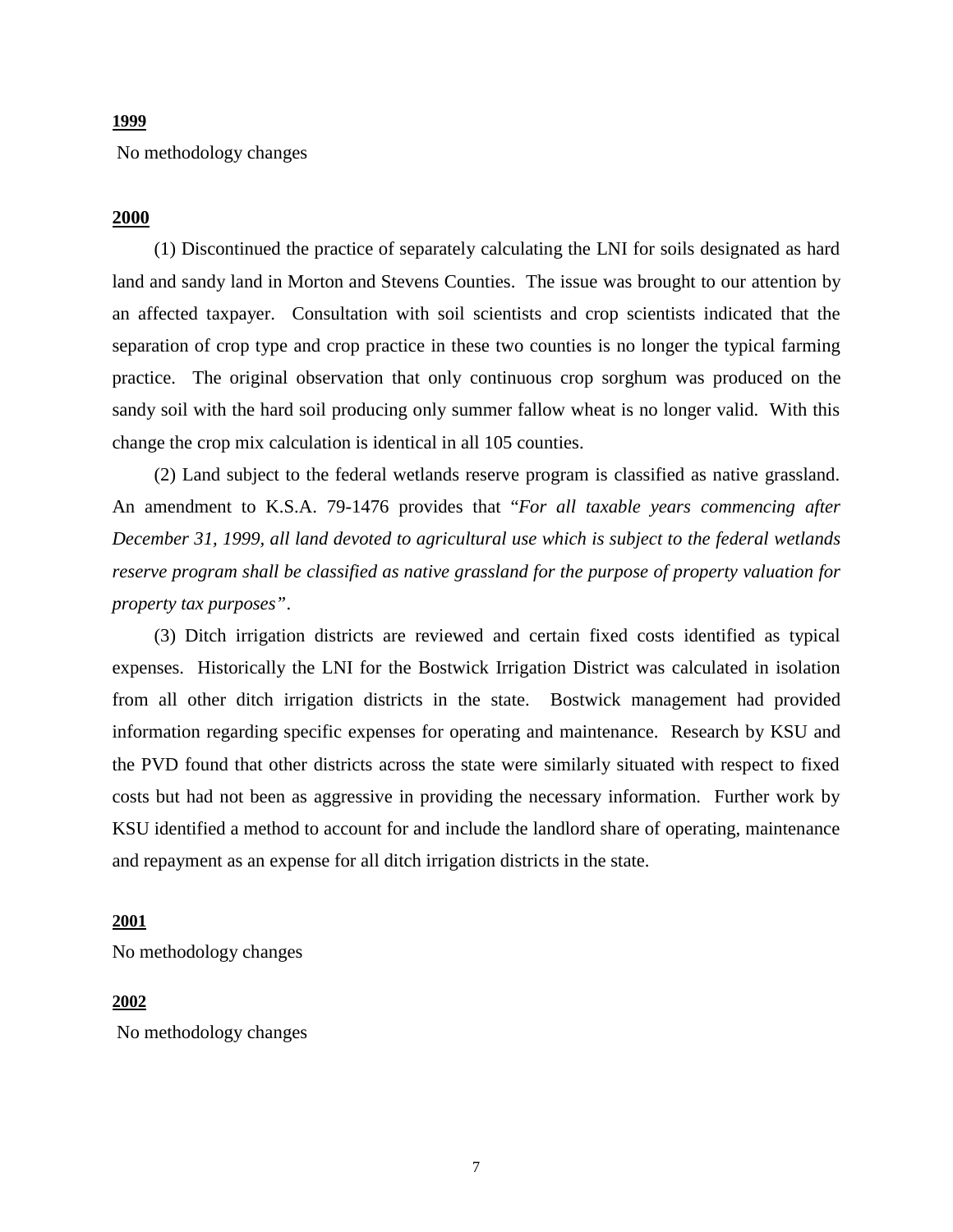**1999**

No methodology changes

**2000**

(1) Discontinued the practice of separately calculating the LNI for soils designated as hard land and sandy land in Morton and Stevens Counties. The issue was brought to our attention by an affected taxpayer. Consultation with soil scientists and crop scientists indicated that the separation of crop type and crop practice in these two counties is no longer the typical farming practice. The original observation that only continuous crop sorghum was produced on the sandy soil with the hard soil producing only summer fallow wheat is no longer valid. With this change the crop mix calculation is identical in all 105 counties.

(2) Land subject to the federal wetlands reserve program is classified as native grassland. An amendment to K.S.A. 79-1476 provides that "*For all taxable years commencing after December 31, 1999, all land devoted to agricultural use which is subject to the federal wetlands reserve program shall be classified as native grassland for the purpose of property valuation for property tax purposes*".

(3) Ditch irrigation districts are reviewed and certain fixed costs identified as typical expenses. Historically the LNI for the Bostwick Irrigation District was calculated in isolation from all other ditch irrigation districts in the state. Bostwick management had provided information regarding specific expenses for operating and maintenance. Research by KSU and the PVD found that other districts across the state were similarly situated with respect to fixed costs but had not been as aggressive in providing the necessary information. Further work by KSU identified a method to account for and include the landlord share of operating, maintenance and repayment as an expense for all ditch irrigation districts in the state.

**2001**

No methodology changes

**2002**

No methodology changes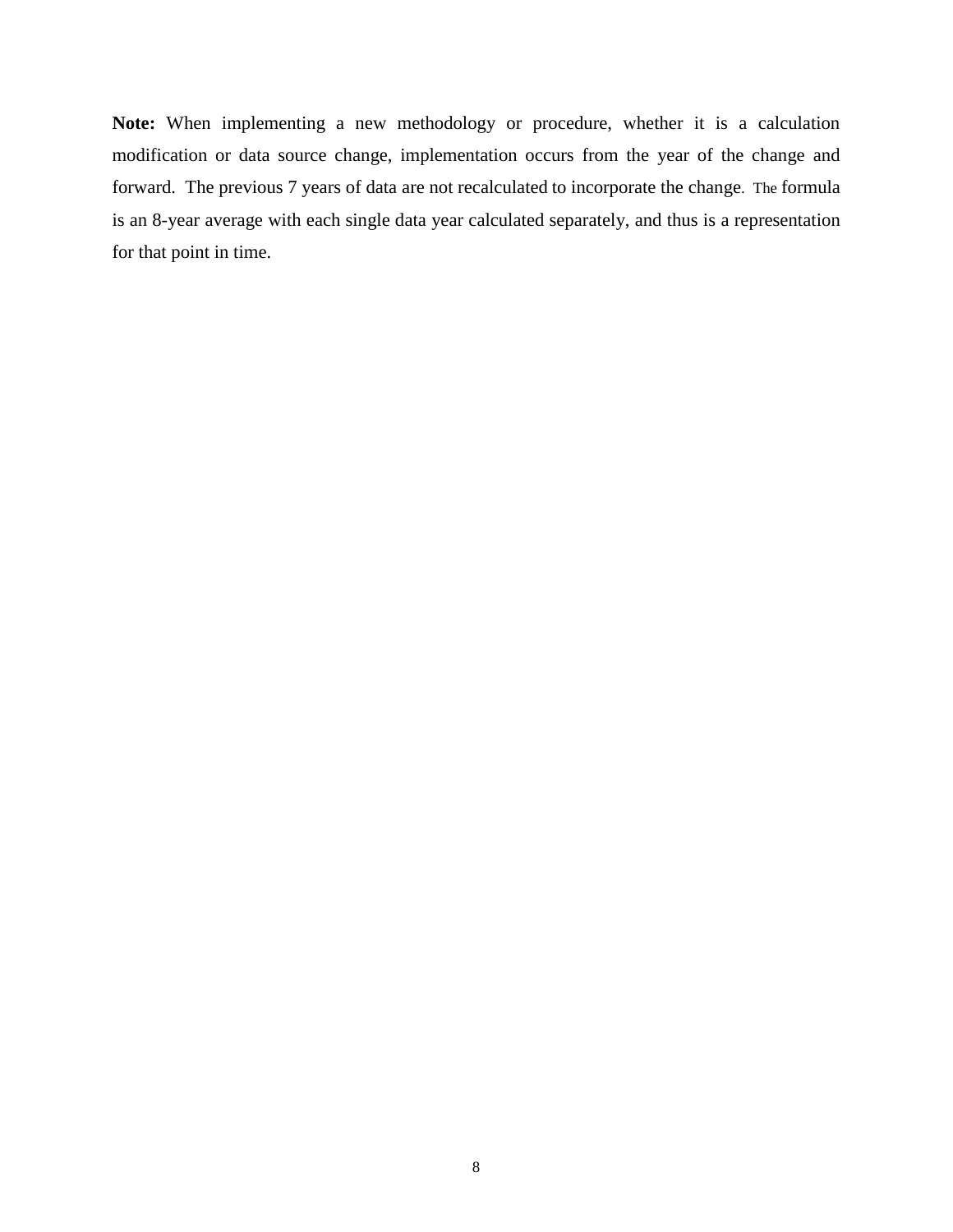**Note:** When implementing a new methodology or procedure, whether it is a calculation modification or data source change, implementation occurs from the year of the change and forward. The previous 7 years of data are not recalculated to incorporate the change. The formula is an 8-year average with each single data year calculated separately, and thus is a representation for that point in time.